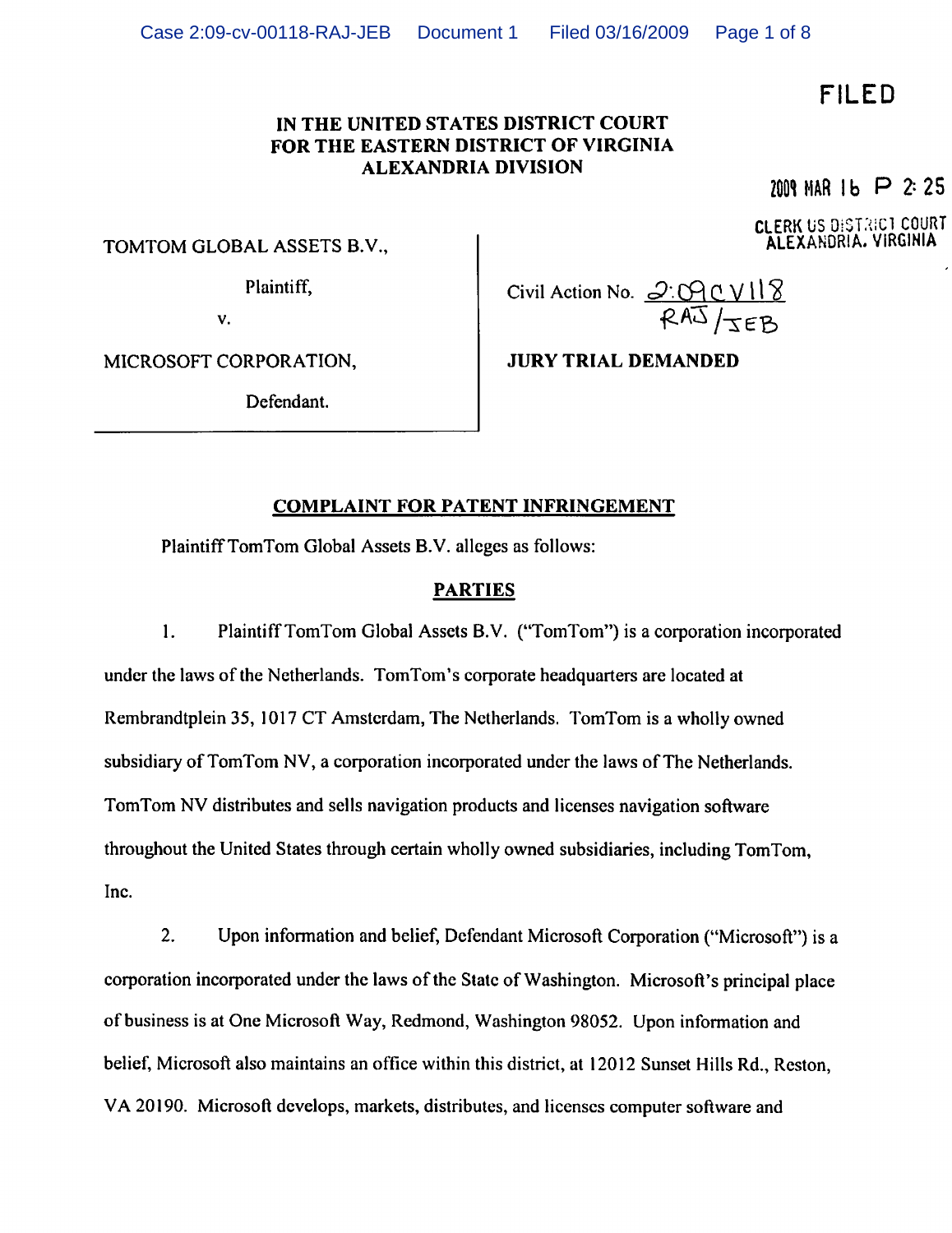FILED

IN THE UNITED STATES DISTRICT COURT
FOR THE EASTERN DISTRICT OF VIRGINIA
ALEXANDRIA DIVISION

2009 MAR 16 P 2:25

CLERK US DISTRICT COURT
ALEXANDRIA, VIRGINIA

| | |
|---|---|
| TOMTOM GLOBAL ASSETS B.V., | |
| Plaintiff, | Civil Action No. 2:09CV118 RAJ/JEB |
| v. | |
| MICROSOFT CORPORATION, | **JURY TRIAL DEMANDED** |
| Defendant. | |

## COMPLAINT FOR PATENT INFRINGEMENT

Plaintiff TomTom Global Assets B.V. alleges as follows:

## PARTIES

1. Plaintiff TomTom Global Assets B.V. ("TomTom") is a corporation incorporated under the laws of the Netherlands. TomTom's corporate headquarters are located at Rembrandtplein 35, 1017 CT Amsterdam, The Netherlands. TomTom is a wholly owned subsidiary of TomTom NV, a corporation incorporated under the laws of The Netherlands. TomTom NV distributes and sells navigation products and licenses navigation software throughout the United States through certain wholly owned subsidiaries, including TomTom, Inc.

2. Upon information and belief, Defendant Microsoft Corporation ("Microsoft") is a corporation incorporated under the laws of the State of Washington. Microsoft's principal place of business is at One Microsoft Way, Redmond, Washington 98052. Upon information and belief, Microsoft also maintains an office within this district, at 12012 Sunset Hills Rd., Reston, VA 20190. Microsoft develops, markets, distributes, and licenses computer software and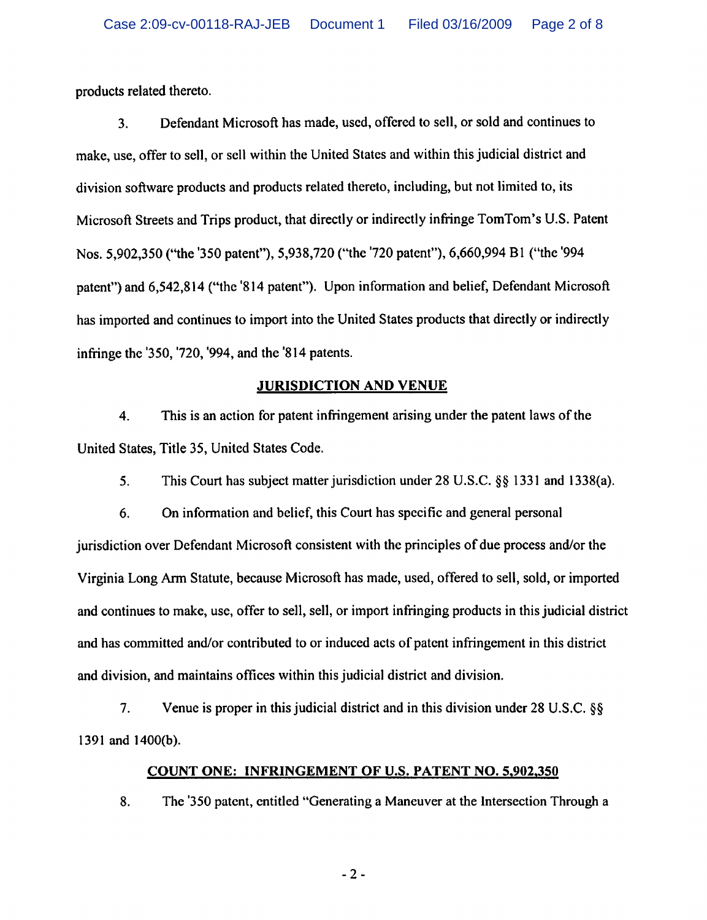products related thereto.

3. Defendant Microsoft has made, used, offered to sell, or sold and continues to make, use, offer to sell, or sell within the United States and within this judicial district and division software products and products related thereto, including, but not limited to, its Microsoft Streets and Trips product, that directly or indirectly infringe TomTom's U.S. Patent Nos. 5,902,350 ("the '350 patent"), 5,938,720 ("the '720 patent"), 6,660,994 B1 ("the '994 patent") and 6,542,814 ("the '814 patent"). Upon information and belief, Defendant Microsoft has imported and continues to import into the United States products that directly or indirectly infringe the '350, '720, '994, and the '814 patents.

## JURISDICTION AND VENUE

4. This is an action for patent infringement arising under the patent laws of the United States, Title 35, United States Code.

5. This Court has subject matter jurisdiction under 28 U.S.C. §§ 1331 and 1338(a).

6. On information and belief, this Court has specific and general personal jurisdiction over Defendant Microsoft consistent with the principles of due process and/or the Virginia Long Arm Statute, because Microsoft has made, used, offered to sell, sold, or imported and continues to make, use, offer to sell, sell, or import infringing products in this judicial district and has committed and/or contributed to or induced acts of patent infringement in this district and division, and maintains offices within this judicial district and division.

7. Venue is proper in this judicial district and in this division under 28 U.S.C. §§ 1391 and 1400(b).

## COUNT ONE: INFRINGEMENT OF U.S. PATENT NO. 5,902,350

8. The '350 patent, entitled "Generating a Maneuver at the Intersection Through a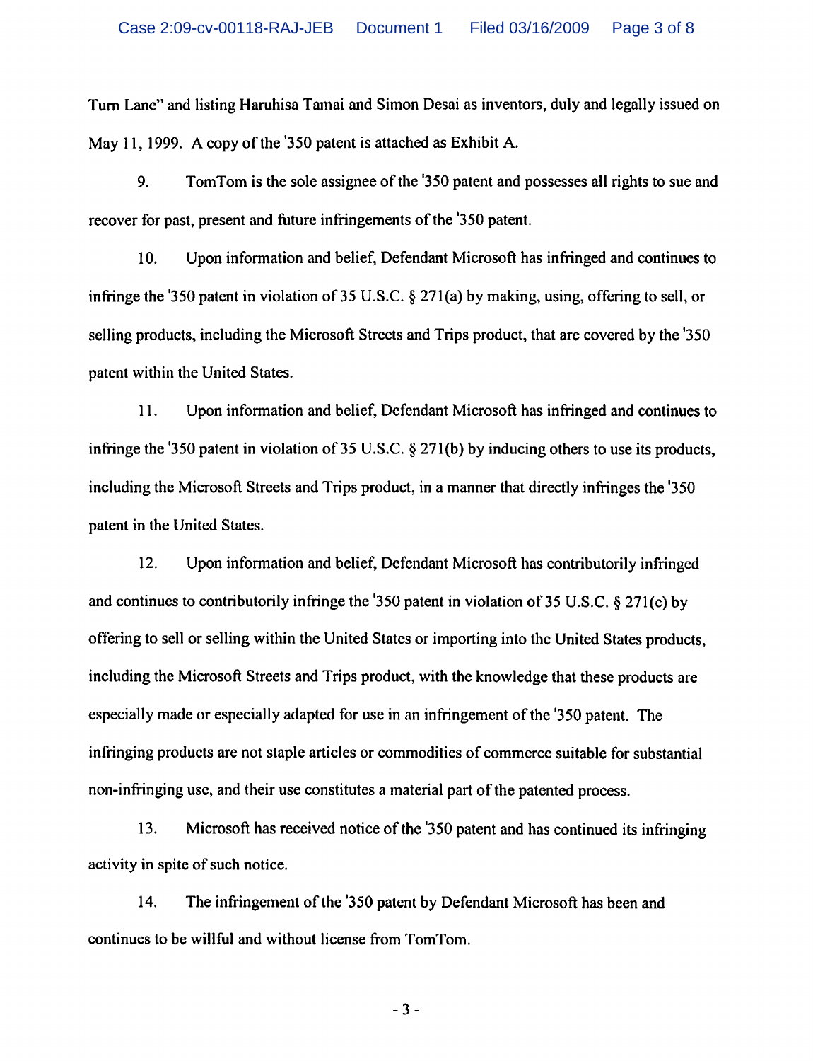Turn Lane" and listing Haruhisa Tamai and Simon Desai as inventors, duly and legally issued on May 11, 1999. A copy of the '350 patent is attached as Exhibit A.

9. TomTom is the sole assignee of the '350 patent and possesses all rights to sue and recover for past, present and future infringements of the '350 patent.

10. Upon information and belief, Defendant Microsoft has infringed and continues to infringe the '350 patent in violation of 35 U.S.C. § 271(a) by making, using, offering to sell, or selling products, including the Microsoft Streets and Trips product, that are covered by the '350 patent within the United States.

11. Upon information and belief, Defendant Microsoft has infringed and continues to infringe the '350 patent in violation of 35 U.S.C. § 271(b) by inducing others to use its products, including the Microsoft Streets and Trips product, in a manner that directly infringes the '350 patent in the United States.

12. Upon information and belief, Defendant Microsoft has contributorily infringed and continues to contributorily infringe the '350 patent in violation of 35 U.S.C. § 271(c) by offering to sell or selling within the United States or importing into the United States products, including the Microsoft Streets and Trips product, with the knowledge that these products are especially made or especially adapted for use in an infringement of the '350 patent. The infringing products are not staple articles or commodities of commerce suitable for substantial non-infringing use, and their use constitutes a material part of the patented process.

13. Microsoft has received notice of the '350 patent and has continued its infringing activity in spite of such notice.

14. The infringement of the '350 patent by Defendant Microsoft has been and continues to be willful and without license from TomTom.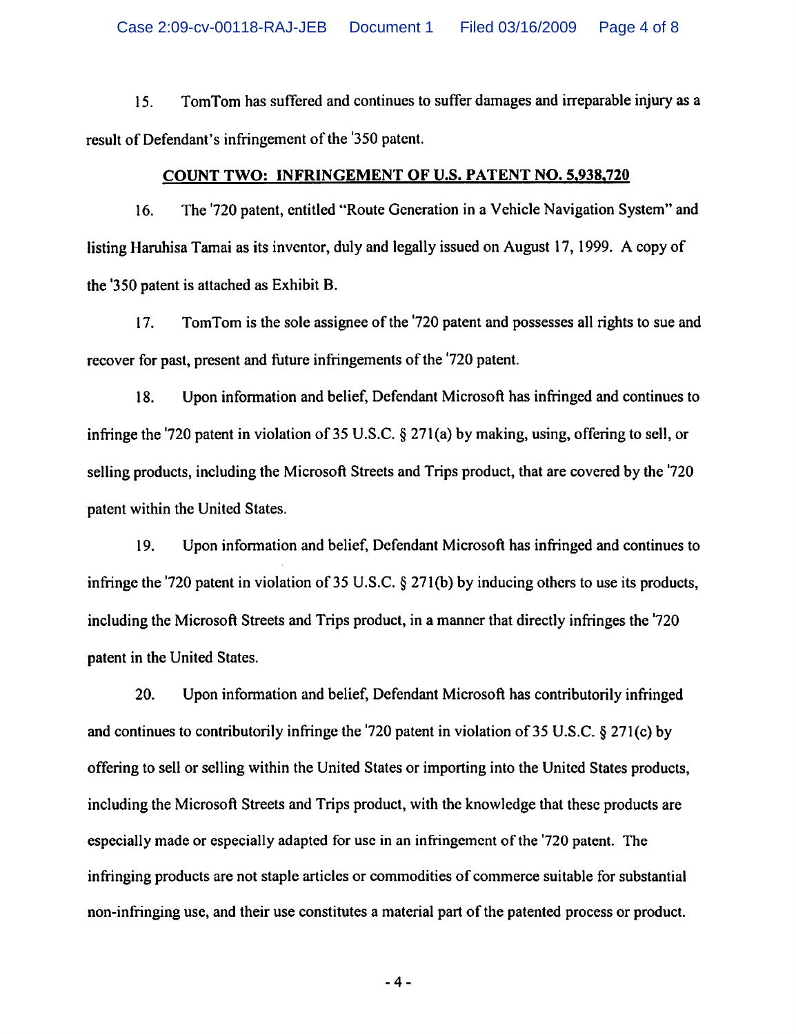15. TomTom has suffered and continues to suffer damages and irreparable injury as a result of Defendant's infringement of the '350 patent.

## COUNT TWO: INFRINGEMENT OF U.S. PATENT NO. 5,938,720

16. The '720 patent, entitled "Route Generation in a Vehicle Navigation System" and listing Haruhisa Tamai as its inventor, duly and legally issued on August 17, 1999. A copy of the '350 patent is attached as Exhibit B.

17. TomTom is the sole assignee of the '720 patent and possesses all rights to sue and recover for past, present and future infringements of the '720 patent.

18. Upon information and belief, Defendant Microsoft has infringed and continues to infringe the '720 patent in violation of 35 U.S.C. § 271(a) by making, using, offering to sell, or selling products, including the Microsoft Streets and Trips product, that are covered by the '720 patent within the United States.

19. Upon information and belief, Defendant Microsoft has infringed and continues to infringe the '720 patent in violation of 35 U.S.C. § 271(b) by inducing others to use its products, including the Microsoft Streets and Trips product, in a manner that directly infringes the '720 patent in the United States.

20. Upon information and belief, Defendant Microsoft has contributorily infringed and continues to contributorily infringe the '720 patent in violation of 35 U.S.C. § 271(c) by offering to sell or selling within the United States or importing into the United States products, including the Microsoft Streets and Trips product, with the knowledge that these products are especially made or especially adapted for use in an infringement of the '720 patent. The infringing products are not staple articles or commodities of commerce suitable for substantial non-infringing use, and their use constitutes a material part of the patented process or product.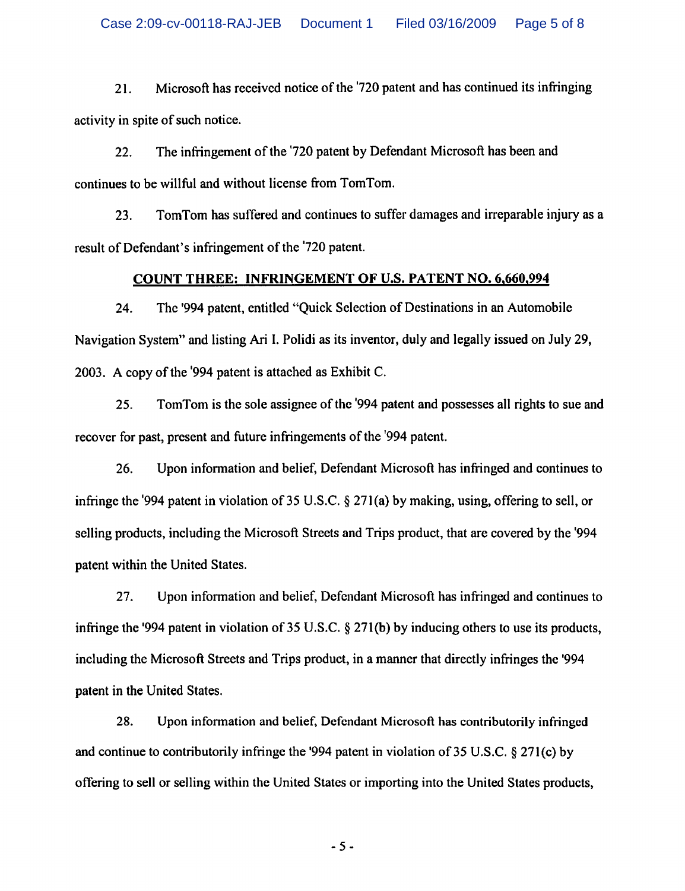21. Microsoft has received notice of the '720 patent and has continued its infringing activity in spite of such notice.

22. The infringement of the '720 patent by Defendant Microsoft has been and continues to be willful and without license from TomTom.

23. TomTom has suffered and continues to suffer damages and irreparable injury as a result of Defendant's infringement of the '720 patent.

## COUNT THREE: INFRINGEMENT OF U.S. PATENT NO. 6,660,994

24. The '994 patent, entitled "Quick Selection of Destinations in an Automobile Navigation System" and listing Ari I. Polidi as its inventor, duly and legally issued on July 29, 2003. A copy of the '994 patent is attached as Exhibit C.

25. TomTom is the sole assignee of the '994 patent and possesses all rights to sue and recover for past, present and future infringements of the '994 patent.

26. Upon information and belief, Defendant Microsoft has infringed and continues to infringe the '994 patent in violation of 35 U.S.C. § 271(a) by making, using, offering to sell, or selling products, including the Microsoft Streets and Trips product, that are covered by the '994 patent within the United States.

27. Upon information and belief, Defendant Microsoft has infringed and continues to infringe the '994 patent in violation of 35 U.S.C. § 271(b) by inducing others to use its products, including the Microsoft Streets and Trips product, in a manner that directly infringes the '994 patent in the United States.

28. Upon information and belief, Defendant Microsoft has contributorily infringed and continue to contributorily infringe the '994 patent in violation of 35 U.S.C. § 271(c) by offering to sell or selling within the United States or importing into the United States products,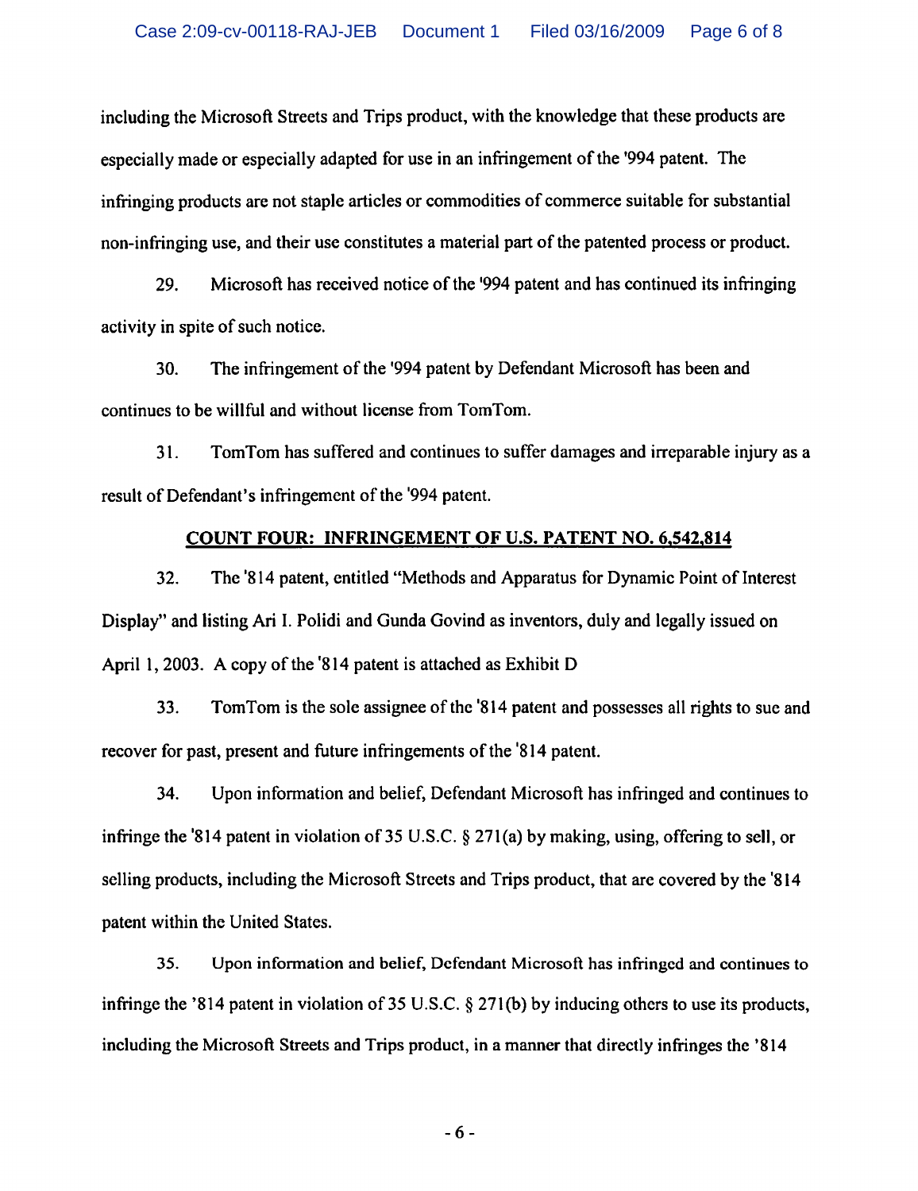including the Microsoft Streets and Trips product, with the knowledge that these products are especially made or especially adapted for use in an infringement of the '994 patent. The infringing products are not staple articles or commodities of commerce suitable for substantial non-infringing use, and their use constitutes a material part of the patented process or product.

29. Microsoft has received notice of the '994 patent and has continued its infringing activity in spite of such notice.

30. The infringement of the '994 patent by Defendant Microsoft has been and continues to be willful and without license from TomTom.

31. TomTom has suffered and continues to suffer damages and irreparable injury as a result of Defendant's infringement of the '994 patent.

## COUNT FOUR: INFRINGEMENT OF U.S. PATENT NO. 6,542,814

32. The '814 patent, entitled "Methods and Apparatus for Dynamic Point of Interest Display" and listing Ari I. Polidi and Gunda Govind as inventors, duly and legally issued on April 1, 2003. A copy of the '814 patent is attached as Exhibit D

33. TomTom is the sole assignee of the '814 patent and possesses all rights to sue and recover for past, present and future infringements of the '814 patent.

34. Upon information and belief, Defendant Microsoft has infringed and continues to infringe the '814 patent in violation of 35 U.S.C. § 271(a) by making, using, offering to sell, or selling products, including the Microsoft Streets and Trips product, that are covered by the '814 patent within the United States.

35. Upon information and belief, Defendant Microsoft has infringed and continues to infringe the '814 patent in violation of 35 U.S.C. § 271(b) by inducing others to use its products, including the Microsoft Streets and Trips product, in a manner that directly infringes the '814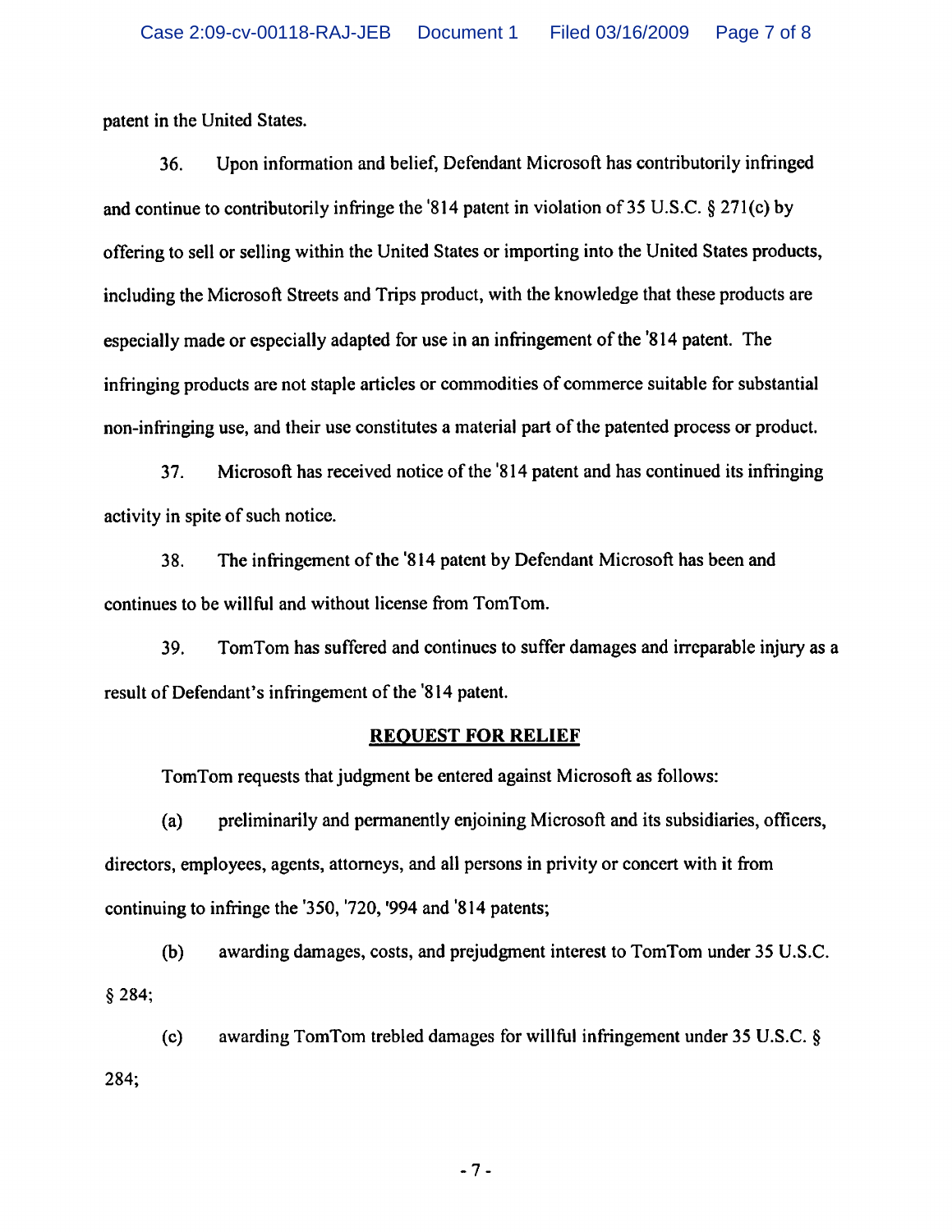patent in the United States.

36. Upon information and belief, Defendant Microsoft has contributorily infringed and continue to contributorily infringe the '814 patent in violation of 35 U.S.C. § 271(c) by offering to sell or selling within the United States or importing into the United States products, including the Microsoft Streets and Trips product, with the knowledge that these products are especially made or especially adapted for use in an infringement of the '814 patent. The infringing products are not staple articles or commodities of commerce suitable for substantial non-infringing use, and their use constitutes a material part of the patented process or product.

37. Microsoft has received notice of the '814 patent and has continued its infringing activity in spite of such notice.

38. The infringement of the '814 patent by Defendant Microsoft has been and continues to be willful and without license from TomTom.

39. TomTom has suffered and continues to suffer damages and irreparable injury as a result of Defendant's infringement of the '814 patent.

## **REQUEST FOR RELIEF**

TomTom requests that judgment be entered against Microsoft as follows:

(a) preliminarily and permanently enjoining Microsoft and its subsidiaries, officers, directors, employees, agents, attorneys, and all persons in privity or concert with it from continuing to infringe the '350, '720, '994 and '814 patents;

(b) awarding damages, costs, and prejudgment interest to TomTom under 35 U.S.C. § 284;

(c) awarding TomTom trebled damages for willful infringement under 35 U.S.C. § 284;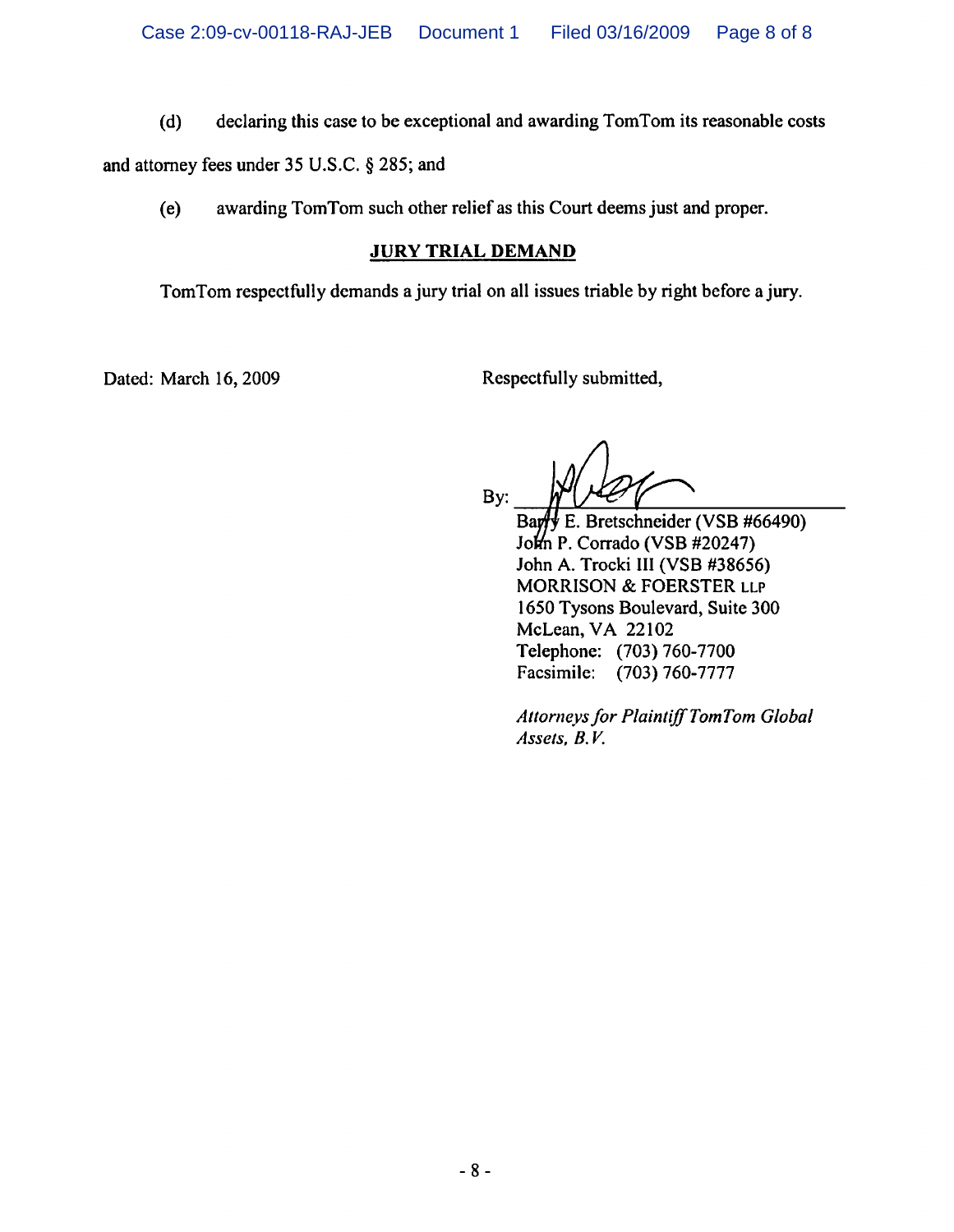(d) declaring this case to be exceptional and awarding TomTom its reasonable costs and attorney fees under 35 U.S.C. § 285; and

(e) awarding TomTom such other relief as this Court deems just and proper.

**JURY TRIAL DEMAND**

TomTom respectfully demands a jury trial on all issues triable by right before a jury.

Dated: March 16, 2009

Respectfully submitted,

By: ______________________________

Barry E. Bretschneider (VSB #66490)
John P. Corrado (VSB #20247)
John A. Trocki III (VSB #38656)
MORRISON & FOERSTER LLP
1650 Tysons Boulevard, Suite 300
McLean, VA 22102
Telephone: (703) 760-7700
Facsimile: (703) 760-7777

*Attorneys for Plaintiff TomTom Global Assets, B.V.*